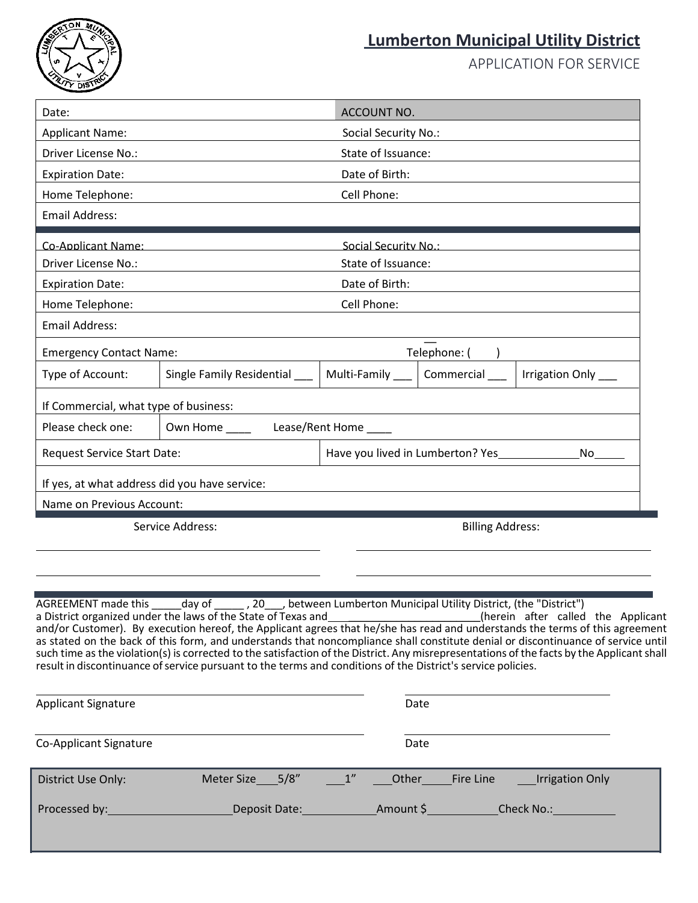# Lumberton Municipal Utility District

## APPLICATION FOR SERVICE

| | |
|---|---|
| Date: | ACCOUNT NO. |
| Applicant Name: | Social Security No.: |
| Driver License No.: | State of Issuance: |
| Expiration Date: | Date of Birth: |
| Home Telephone: | Cell Phone: |
| Email Address: | |

| | |
|---|---|
| Co-Applicant Name: | Social Security No.: |
| Driver License No.: | State of Issuance: |
| Expiration Date: | Date of Birth: |
| Home Telephone: | Cell Phone: |
| Email Address: | |
| Emergency Contact Name: | Telephone: ( ) |

| | | | | |
|---|---|---|---|---|
| Type of Account: | Single Family Residential ___ | Multi-Family ___ | Commercial ___ | Irrigation Only ___ |
| If Commercial, what type of business: | | | | |
| Please check one: | Own Home ____ Lease/Rent Home ____ | | | |
| Request Service Start Date: | | Have you lived in Lumberton? Yes_____________No_____ | | |
| If yes, at what address did you have service: | | | | |
| Name on Previous Account: | | | | |

Service Address: ______________________________

______________________________

Billing Address: ______________________________

______________________________

AGREEMENT made this _____day of _____ , 20___, between Lumberton Municipal Utility District, (the "District") a District organized under the laws of the State of Texas and_______________________(herein after called the Applicant and/or Customer). By execution hereof, the Applicant agrees that he/she has read and understands the terms of this agreement as stated on the back of this form, and understands that noncompliance shall constitute denial or discontinuance of service until such time as the violation(s) is corrected to the satisfaction of the District. Any misrepresentations of the facts by the Applicant shall result in discontinuance of service pursuant to the terms and conditions of the District's service policies.

______________________________ ______________________________

Applicant Signature Date

______________________________ ______________________________

Co-Applicant Signature Date

District Use Only: Meter Size____5/8" ____1" ___Other_____Fire Line ___Irrigation Only

Processed by:____________________Deposit Date:____________Amount $___________Check No.:__________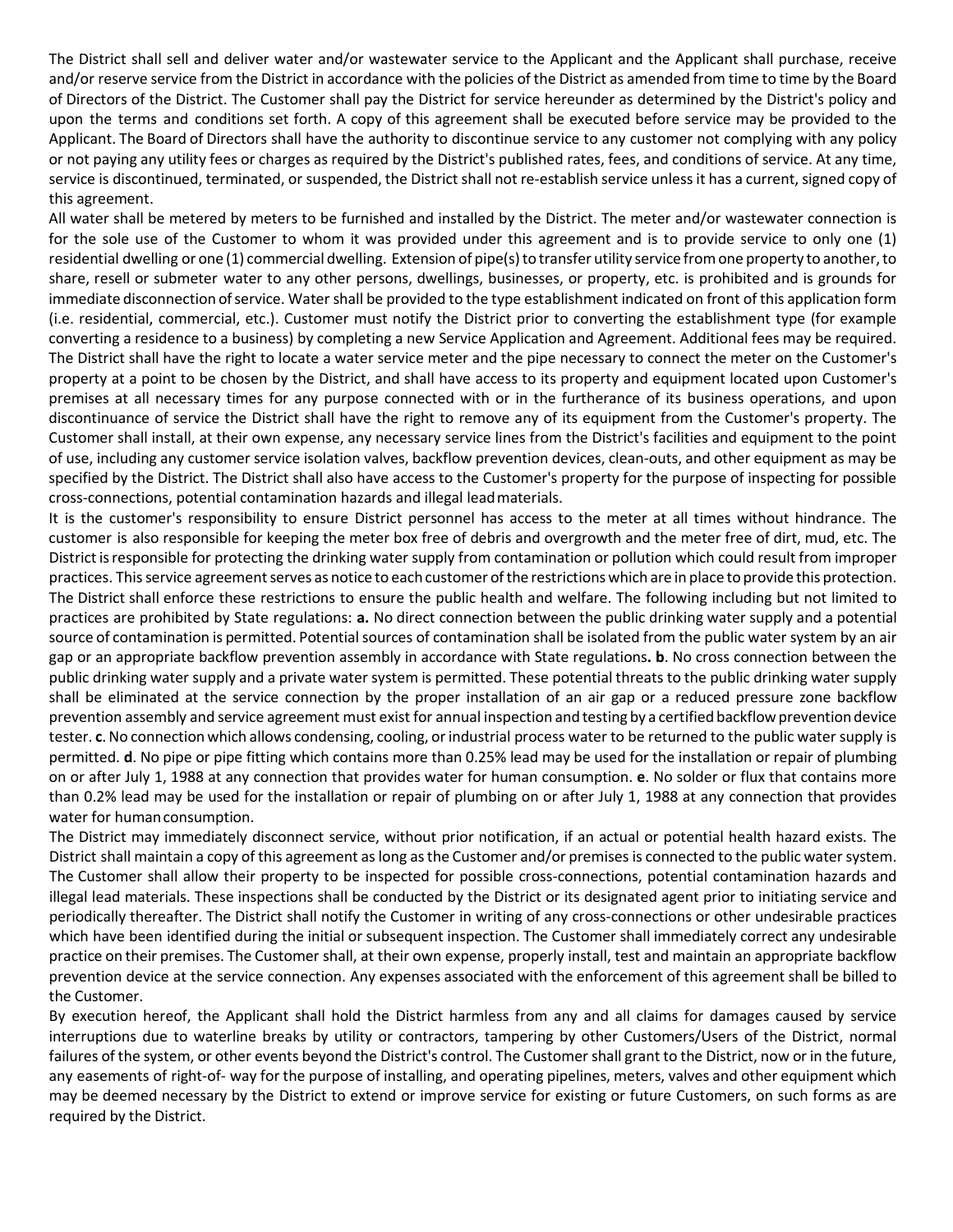The District shall sell and deliver water and/or wastewater service to the Applicant and the Applicant shall purchase, receive and/or reserve service from the District in accordance with the policies of the District as amended from time to time by the Board of Directors of the District. The Customer shall pay the District for service hereunder as determined by the District's policy and upon the terms and conditions set forth. A copy of this agreement shall be executed before service may be provided to the Applicant. The Board of Directors shall have the authority to discontinue service to any customer not complying with any policy or not paying any utility fees or charges as required by the District's published rates, fees, and conditions of service. At any time, service is discontinued, terminated, or suspended, the District shall not re-establish service unless it has a current, signed copy of this agreement.

All water shall be metered by meters to be furnished and installed by the District. The meter and/or wastewater connection is for the sole use of the Customer to whom it was provided under this agreement and is to provide service to only one (1) residential dwelling or one (1) commercial dwelling. Extension of pipe(s) to transfer utility service from one property to another, to share, resell or submeter water to any other persons, dwellings, businesses, or property, etc. is prohibited and is grounds for immediate disconnection of service. Water shall be provided to the type establishment indicated on front of this application form (i.e. residential, commercial, etc.). Customer must notify the District prior to converting the establishment type (for example converting a residence to a business) by completing a new Service Application and Agreement. Additional fees may be required. The District shall have the right to locate a water service meter and the pipe necessary to connect the meter on the Customer's property at a point to be chosen by the District, and shall have access to its property and equipment located upon Customer's premises at all necessary times for any purpose connected with or in the furtherance of its business operations, and upon discontinuance of service the District shall have the right to remove any of its equipment from the Customer's property. The Customer shall install, at their own expense, any necessary service lines from the District's facilities and equipment to the point of use, including any customer service isolation valves, backflow prevention devices, clean-outs, and other equipment as may be specified by the District. The District shall also have access to the Customer's property for the purpose of inspecting for possible cross-connections, potential contamination hazards and illegal lead materials.

It is the customer's responsibility to ensure District personnel has access to the meter at all times without hindrance. The customer is also responsible for keeping the meter box free of debris and overgrowth and the meter free of dirt, mud, etc. The District is responsible for protecting the drinking water supply from contamination or pollution which could result from improper practices. This service agreement serves as notice to each customer of the restrictions which are in place to provide this protection. The District shall enforce these restrictions to ensure the public health and welfare. The following including but not limited to practices are prohibited by State regulations: **a.** No direct connection between the public drinking water supply and a potential source of contamination is permitted. Potential sources of contamination shall be isolated from the public water system by an air gap or an appropriate backflow prevention assembly in accordance with State regulations**. b**. No cross connection between the public drinking water supply and a private water system is permitted. These potential threats to the public drinking water supply shall be eliminated at the service connection by the proper installation of an air gap or a reduced pressure zone backflow prevention assembly and service agreement must exist for annual inspection and testing by a certified backflow prevention device tester. **c**. No connection which allows condensing, cooling, or industrial process water to be returned to the public water supply is permitted. **d**. No pipe or pipe fitting which contains more than 0.25% lead may be used for the installation or repair of plumbing on or after July 1, 1988 at any connection that provides water for human consumption. **e**. No solder or flux that contains more than 0.2% lead may be used for the installation or repair of plumbing on or after July 1, 1988 at any connection that provides water for human consumption.

The District may immediately disconnect service, without prior notification, if an actual or potential health hazard exists. The District shall maintain a copy of this agreement as long as the Customer and/or premises is connected to the public water system. The Customer shall allow their property to be inspected for possible cross-connections, potential contamination hazards and illegal lead materials. These inspections shall be conducted by the District or its designated agent prior to initiating service and periodically thereafter. The District shall notify the Customer in writing of any cross-connections or other undesirable practices which have been identified during the initial or subsequent inspection. The Customer shall immediately correct any undesirable practice on their premises. The Customer shall, at their own expense, properly install, test and maintain an appropriate backflow prevention device at the service connection. Any expenses associated with the enforcement of this agreement shall be billed to the Customer.

By execution hereof, the Applicant shall hold the District harmless from any and all claims for damages caused by service interruptions due to waterline breaks by utility or contractors, tampering by other Customers/Users of the District, normal failures of the system, or other events beyond the District's control. The Customer shall grant to the District, now or in the future, any easements of right-of- way for the purpose of installing, and operating pipelines, meters, valves and other equipment which may be deemed necessary by the District to extend or improve service for existing or future Customers, on such forms as are required by the District.